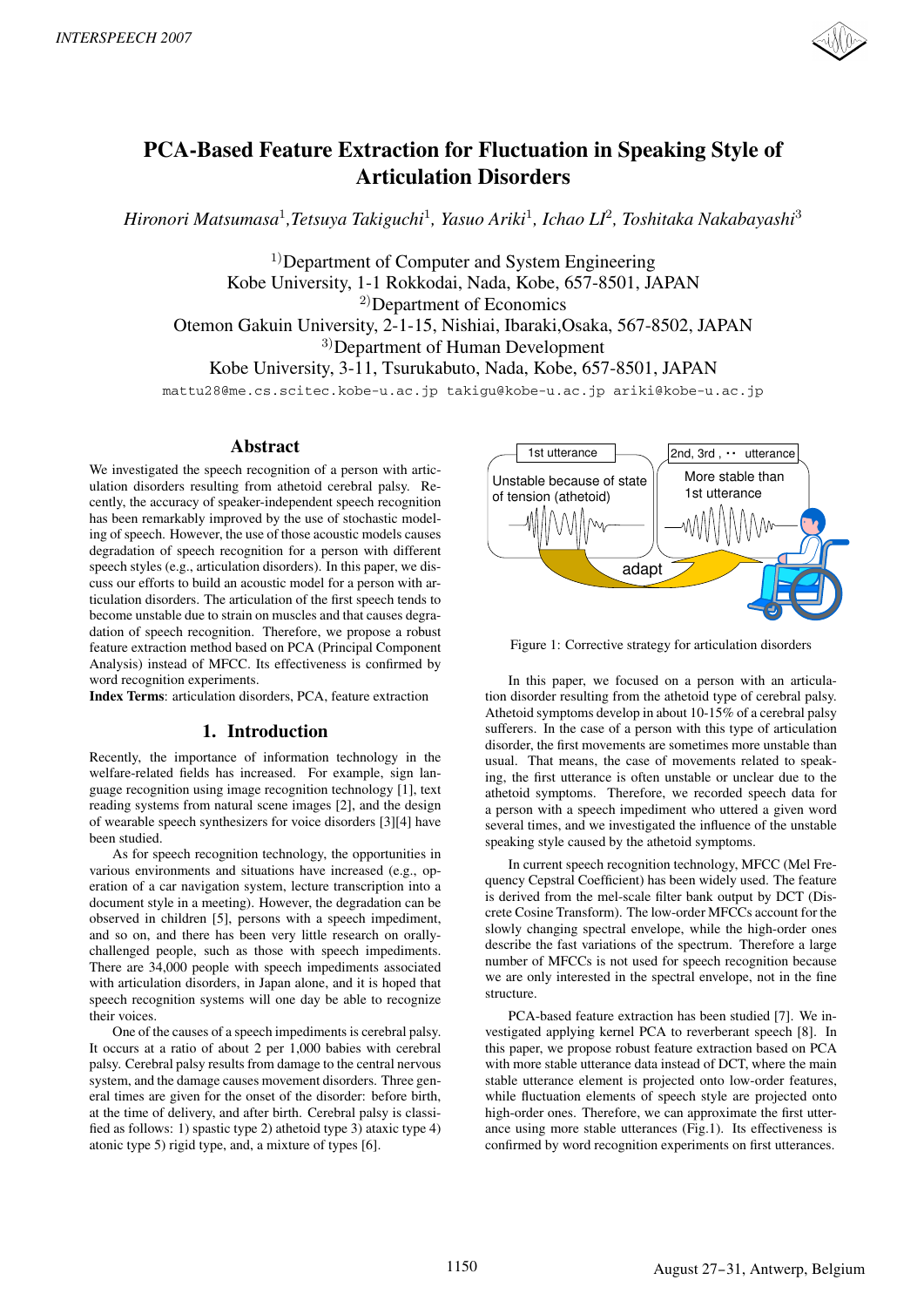# PCA-Based Feature Extraction for Fluctuation in Speaking Style of Articulation Disorders

*Hironori Matsumasa[1], Tetsuya Takiguchi[1], Yasuo Ariki[1], Ichao LI[2], Toshitaka Nakabayashi[3]*

[1] Department of Computer and System Engineering
Kobe University, 1-1 Rokkodai, Nada, Kobe, 657-8501, JAPAN
[2] Department of Economics
Otemon Gakuin University, 2-1-15, Nishiai, Ibaraki, Osaka, 567-8502, JAPAN
[3] Department of Human Development
Kobe University, 3-11, Tsurukabuto, Nada, Kobe, 657-8501, JAPAN

mattu28@me.cs.scitec.kobe-u.ac.jp takigu@kobe-u.ac.jp ariki@kobe-u.ac.jp

## Abstract

We investigated the speech recognition of a person with articulation disorders resulting from athetoid cerebral palsy. Recently, the accuracy of speaker-independent speech recognition has been remarkably improved by the use of stochastic modeling of speech. However, the use of those acoustic models causes degradation of speech recognition for a person with different speech styles (e.g., articulation disorders). In this paper, we discuss our efforts to build an acoustic model for a person with articulation disorders. The articulation of the first speech tends to become unstable due to strain on muscles and that causes degradation of speech recognition. Therefore, we propose a robust feature extraction method based on PCA (Principal Component Analysis) instead of MFCC. Its effectiveness is confirmed by word recognition experiments.

**Index Terms**: articulation disorders, PCA, feature extraction

## 1. Introduction

Recently, the importance of information technology in the welfare-related fields has increased. For example, sign language recognition using image recognition technology [1], text reading systems from natural scene images [2], and the design of wearable speech synthesizers for voice disorders [3][4] have been studied.

As for speech recognition technology, the opportunities in various environments and situations have increased (e.g., operation of a car navigation system, lecture transcription into a document style in a meeting). However, the degradation can be observed in children [5], persons with a speech impediment, and so on, and there has been very little research on orally-challenged people, such as those with speech impediments. There are 34,000 people with speech impediments associated with articulation disorders, in Japan alone, and it is hoped that speech recognition systems will one day be able to recognize their voices.

One of the causes of a speech impediments is cerebral palsy. It occurs at a ratio of about 2 per 1,000 babies with cerebral palsy. Cerebral palsy results from damage to the central nervous system, and the damage causes movement disorders. Three general times are given for the onset of the disorder: before birth, at the time of delivery, and after birth. Cerebral palsy is classified as follows: 1) spastic type 2) athetoid type 3) ataxic type 4) atonic type 5) rigid type, and, a mixture of types [6].

Figure 1: Corrective strategy for articulation disorders

In this paper, we focused on a person with an articulation disorder resulting from the athetoid type of cerebral palsy. Athetoid symptoms develop in about 10-15% of a cerebral palsy sufferers. In the case of a person with this type of articulation disorder, the first movements are sometimes more unstable than usual. That means, the case of movements related to speaking, the first utterance is often unstable or unclear due to the athetoid symptoms. Therefore, we recorded speech data for a person with a speech impediment who uttered a given word several times, and we investigated the influence of the unstable speaking style caused by the athetoid symptoms.

In current speech recognition technology, MFCC (Mel Frequency Cepstral Coefficient) has been widely used. The feature is derived from the mel-scale filter bank output by DCT (Discrete Cosine Transform). The low-order MFCCs account for the slowly changing spectral envelope, while the high-order ones describe the fast variations of the spectrum. Therefore a large number of MFCCs is not used for speech recognition because we are only interested in the spectral envelope, not in the fine structure.

PCA-based feature extraction has been studied [7]. We investigated applying kernel PCA to reverberant speech [8]. In this paper, we propose robust feature extraction based on PCA with more stable utterance data instead of DCT, where the main stable utterance element is projected onto low-order features, while fluctuation elements of speech style are projected onto high-order ones. Therefore, we can approximate the first utterance using more stable utterances (Fig.1). Its effectiveness is confirmed by word recognition experiments on first utterances.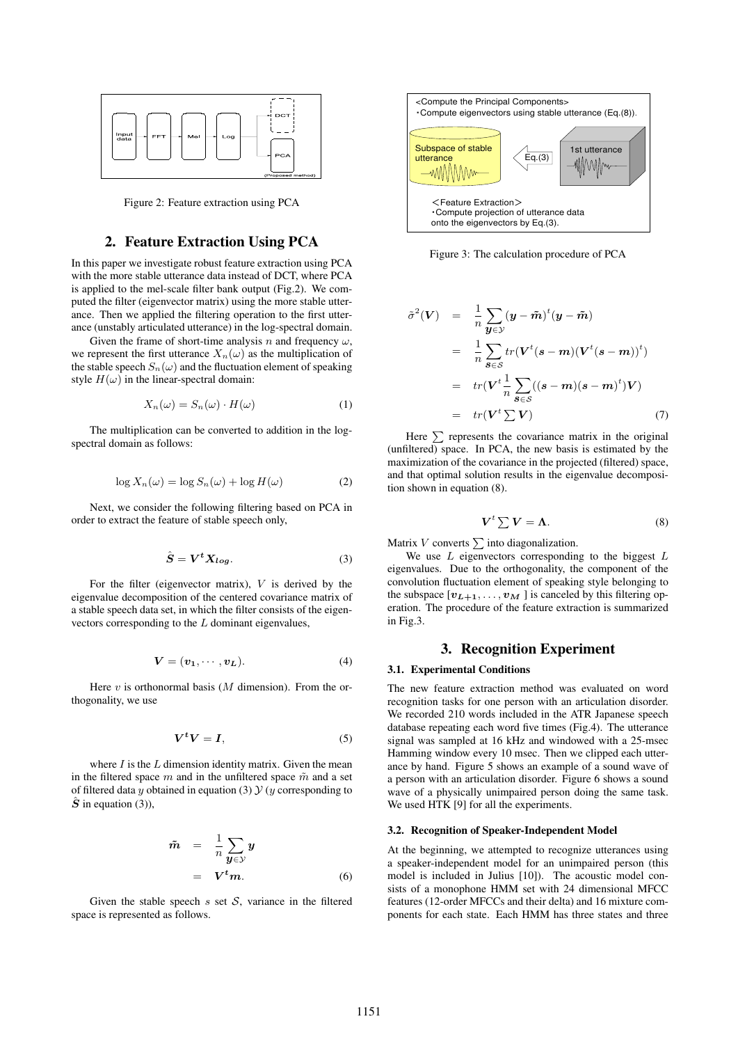Figure 2: Feature extraction using PCA

## 2. Feature Extraction Using PCA

In this paper we investigate robust feature extraction using PCA with the more stable utterance data instead of DCT, where PCA is applied to the mel-scale filter bank output (Fig.2). We computed the filter (eigenvector matrix) using the more stable utterance. Then we applied the filtering operation to the first utterance (unstably articulated utterance) in the log-spectral domain.

Given the frame of short-time analysis $n$ and frequency $\omega$, we represent the first utterance $X_n(\omega)$ as the multiplication of the stable speech $S_n(\omega)$ and the fluctuation element of speaking style $H(\omega)$ in the linear-spectral domain:

$$X_n(\omega) = S_n(\omega) \cdot H(\omega) \tag{1}$$

The multiplication can be converted to addition in the log-spectral domain as follows:

$$\log X_n(\omega) = \log S_n(\omega) + \log H(\omega) \tag{2}$$

Next, we consider the following filtering based on PCA in order to extract the feature of stable speech only,

$$\hat{\boldsymbol{S}} = \boldsymbol{V^t X_{log}}. \tag{3}$$

For the filter (eigenvector matrix), $V$ is derived by the eigenvalue decomposition of the centered covariance matrix of a stable speech data set, in which the filter consists of the eigenvectors corresponding to the $L$ dominant eigenvalues,

$$\boldsymbol{V} = (\boldsymbol{v_1}, \cdots, \boldsymbol{v_L}). \tag{4}$$

Here $v$ is orthonormal basis ($M$ dimension). From the orthogonality, we use

$$\boldsymbol{V^t V} = \boldsymbol{I}, \tag{5}$$

where $I$ is the $L$ dimension identity matrix. Given the mean in the filtered space $m$ and in the unfiltered space $\tilde{m}$ and a set of filtered data $y$ obtained in equation (3) $\mathcal{Y}$ ($y$ corresponding to $\hat{\boldsymbol{S}}$ in equation (3)),

$$\begin{aligned} \tilde{\boldsymbol{m}} &= \frac{1}{n}\sum_{\boldsymbol{y}\in\mathcal{Y}} \boldsymbol{y} \\ &= \boldsymbol{V^t m}. \end{aligned} \tag{6}$$

Given the stable speech $s$ set $\mathcal{S}$, variance in the filtered space is represented as follows.

<Compute the Principal Components>
・Compute eigenvectors using stable utterance (Eq.(8)).

Subspace of stable utterance — Eq.(3) — 1st utterance

<Feature Extraction>
・Compute projection of utterance data onto the eigenvectors by Eq.(3).

Figure 3: The calculation procedure of PCA

$$\begin{aligned} \hat{\sigma}^2(\boldsymbol{V}) &= \frac{1}{n}\sum_{\boldsymbol{y}\in\mathcal{Y}} (\boldsymbol{y}-\tilde{\boldsymbol{m}})^t(\boldsymbol{y}-\tilde{\boldsymbol{m}}) \\ &= \frac{1}{n}\sum_{\boldsymbol{s}\in\mathcal{S}} tr(\boldsymbol{V}^t(\boldsymbol{s}-\boldsymbol{m})(\boldsymbol{V}^t(\boldsymbol{s}-\boldsymbol{m}))^t) \\ &= tr(\boldsymbol{V}^t\frac{1}{n}\sum_{\boldsymbol{s}\in\mathcal{S}}((\boldsymbol{s}-\boldsymbol{m})(\boldsymbol{s}-\boldsymbol{m})^t)\boldsymbol{V}) \\ &= tr(\boldsymbol{V}^t \textstyle\sum \boldsymbol{V}) \end{aligned} \tag{7}$$

Here $\sum$ represents the covariance matrix in the original (unfiltered) space. In PCA, the new basis is estimated by the maximization of the covariance in the projected (filtered) space, and that optimal solution results in the eigenvalue decomposition shown in equation (8).

$$\boldsymbol{V}^t \textstyle\sum \boldsymbol{V} = \boldsymbol{\Lambda}. \tag{8}$$

Matrix $V$ converts $\sum$ into diagonalization.

We use $L$ eigenvectors corresponding to the biggest $L$ eigenvalues. Due to the orthogonality, the component of the convolution fluctuation element of speaking style belonging to the subspace $[\boldsymbol{v_{L+1}}, \ldots, \boldsymbol{v_M}]$ is canceled by this filtering operation. The procedure of the feature extraction is summarized in Fig.3.

## 3. Recognition Experiment

### 3.1. Experimental Conditions

The new feature extraction method was evaluated on word recognition tasks for one person with an articulation disorder. We recorded 210 words included in the ATR Japanese speech database repeating each word five times (Fig.4). The utterance signal was sampled at 16 kHz and windowed with a 25-msec Hamming window every 10 msec. Then we clipped each utterance by hand. Figure 5 shows an example of a sound wave of a person with an articulation disorder. Figure 6 shows a sound wave of a physically unimpaired person doing the same task. We used HTK [9] for all the experiments.

### 3.2. Recognition of Speaker-Independent Model

At the beginning, we attempted to recognize utterances using a speaker-independent model for an unimpaired person (this model is included in Julius [10]). The acoustic model consists of a monophone HMM set with 24 dimensional MFCC features (12-order MFCCs and their delta) and 16 mixture components for each state. Each HMM has three states and three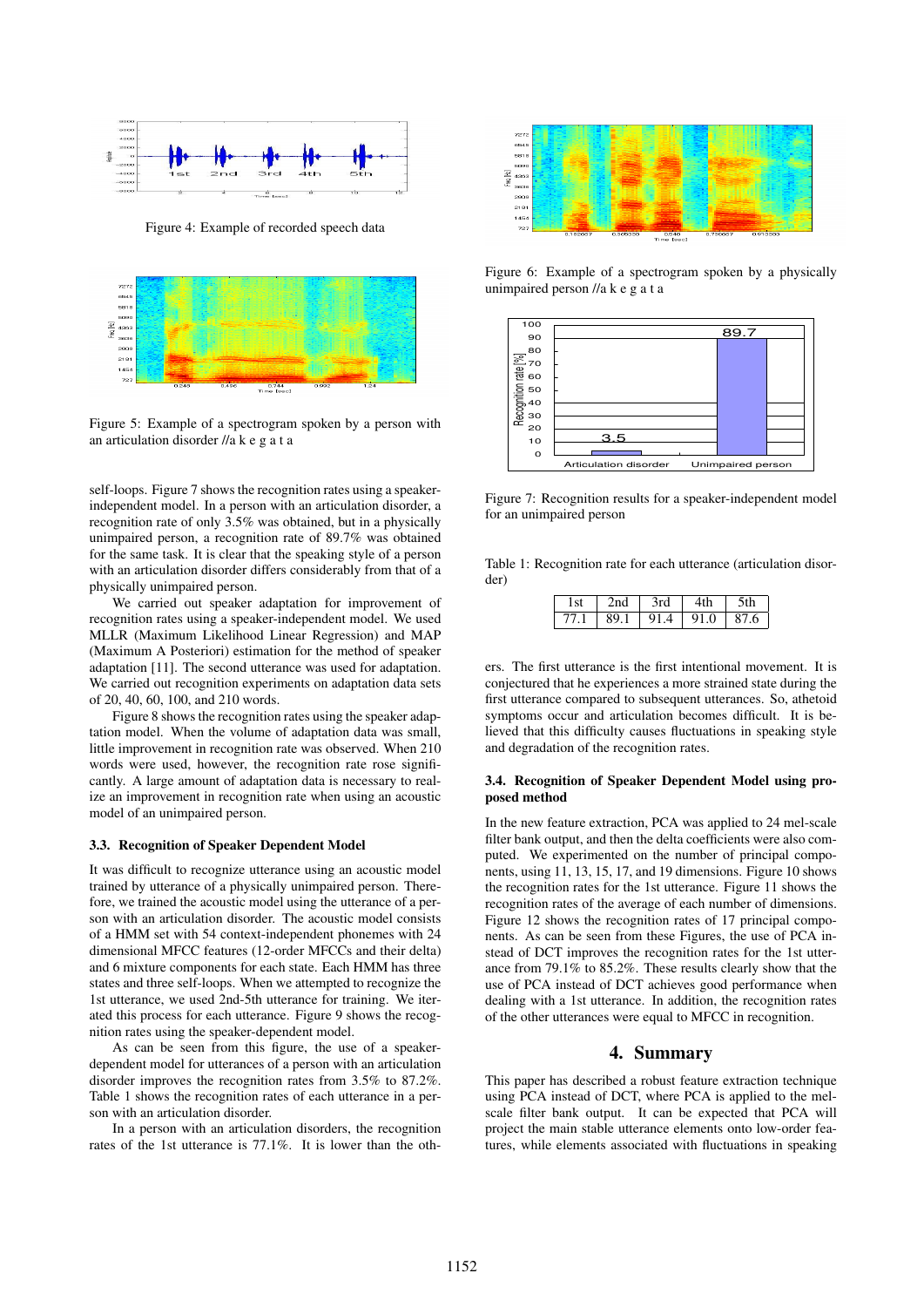Figure 4: Example of recorded speech data

Figure 5: Example of a spectrogram spoken by a person with an articulation disorder //a k e g a t a

self-loops. Figure 7 shows the recognition rates using a speaker-independent model. In a person with an articulation disorder, a recognition rate of only 3.5% was obtained, but in a physically unimpaired person, a recognition rate of 89.7% was obtained for the same task. It is clear that the speaking style of a person with an articulation disorder differs considerably from that of a physically unimpaired person.

We carried out speaker adaptation for improvement of recognition rates using a speaker-independent model. We used MLLR (Maximum Likelihood Linear Regression) and MAP (Maximum A Posteriori) estimation for the method of speaker adaptation [11]. The second utterance was used for adaptation. We carried out recognition experiments on adaptation data sets of 20, 40, 60, 100, and 210 words.

Figure 8 shows the recognition rates using the speaker adaptation model. When the volume of adaptation data was small, little improvement in recognition rate was observed. When 210 words were used, however, the recognition rate rose significantly. A large amount of adaptation data is necessary to realize an improvement in recognition rate when using an acoustic model of an unimpaired person.

### 3.3. Recognition of Speaker Dependent Model

It was difficult to recognize utterance using an acoustic model trained by utterance of a physically unimpaired person. Therefore, we trained the acoustic model using the utterance of a person with an articulation disorder. The acoustic model consists of a HMM set with 54 context-independent phonemes with 24 dimensional MFCC features (12-order MFCCs and their delta) and 6 mixture components for each state. Each HMM has three states and three self-loops. When we attempted to recognize the 1st utterance, we used 2nd-5th utterance for training. We iterated this process for each utterance. Figure 9 shows the recognition rates using the speaker-dependent model.

As can be seen from this figure, the use of a speaker-dependent model for utterances of a person with an articulation disorder improves the recognition rates from 3.5% to 87.2%. Table 1 shows the recognition rates of each utterance in a person with an articulation disorder.

In a person with an articulation disorders, the recognition rates of the 1st utterance is 77.1%. It is lower than the others. The first utterance is the first intentional movement. It is conjectured that he experiences a more strained state during the first utterance compared to subsequent utterances. So, athetoid symptoms occur and articulation becomes difficult. It is believed that this difficulty causes fluctuations in speaking style and degradation of the recognition rates.

Figure 6: Example of a spectrogram spoken by a physically unimpaired person //a k e g a t a

Figure 7: Recognition results for a speaker-independent model for an unimpaired person

Table 1: Recognition rate for each utterance (articulation disorder)

| 1st | 2nd | 3rd | 4th | 5th |
|---|---|---|---|---|
| 77.1 | 89.1 | 91.4 | 91.0 | 87.6 |

### 3.4. Recognition of Speaker Dependent Model using proposed method

In the new feature extraction, PCA was applied to 24 mel-scale filter bank output, and then the delta coefficients were also computed. We experimented on the number of principal components, using 11, 13, 15, 17, and 19 dimensions. Figure 10 shows the recognition rates for the 1st utterance. Figure 11 shows the recognition rates of the average of each number of dimensions. Figure 12 shows the recognition rates of 17 principal components. As can be seen from these Figures, the use of PCA instead of DCT improves the recognition rates for the 1st utterance from 79.1% to 85.2%. These results clearly show that the use of PCA instead of DCT achieves good performance when dealing with a 1st utterance. In addition, the recognition rates of the other utterances were equal to MFCC in recognition.

## 4. Summary

This paper has described a robust feature extraction technique using PCA instead of DCT, where PCA is applied to the mel-scale filter bank output. It can be expected that PCA will project the main stable utterance elements onto low-order features, while elements associated with fluctuations in speaking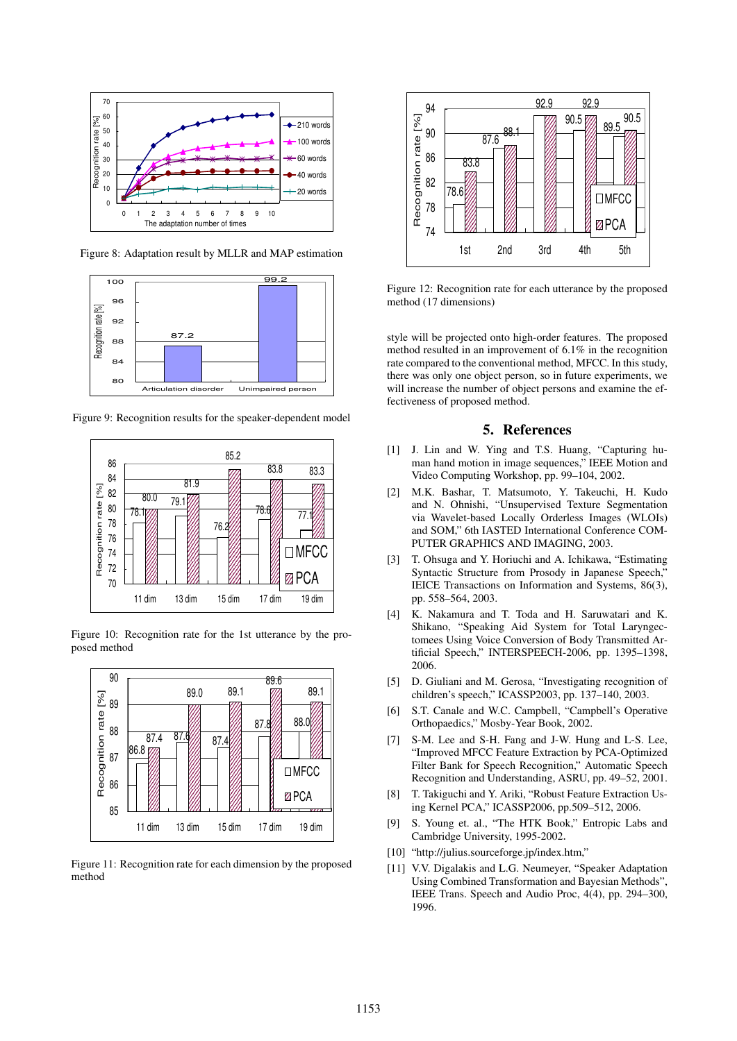70
60
50
40
30
20
10
0
Recognition rate [%]
0 1 2 3 4 5 6 7 8 9 10
The adaptation number of times
210 words
100 words
60 words
40 words
20 words

Figure 8: Adaptation result by MLLR and MAP estimation

100
96
92
88
84
80
Recognition rate [%]
87.2
99.2
Articulation disorder
Unimpaired person

Figure 9: Recognition results for the speaker-dependent model

86
84
82
80
78
76
74
72
70
Recognition rate [%]
78.1 80.0
79.1 81.9
76.2 85.2
78.6 83.8
77.1 83.3
11 dim
13 dim
15 dim
17 dim
19 dim
MFCC
PCA

Figure 10: Recognition rate for the 1st utterance by the proposed method

90
89
88
87
86
85
Recognition rate [%]
86.8 87.4
87.6 89.0
87.4 89.1
87.8 89.6
88.0 89.1
11 dim
13 dim
15 dim
17 dim
19 dim
MFCC
PCA

Figure 11: Recognition rate for each dimension by the proposed method

94
90
86
82
78
74
Recognition rate [%]
78.6 83.8
87.6 88.1
92.9
90.5 92.9
89.5 90.5
1st
2nd
3rd
4th
5th
MFCC
PCA

Figure 12: Recognition rate for each utterance by the proposed method (17 dimensions)

style will be projected onto high-order features. The proposed method resulted in an improvement of 6.1% in the recognition rate compared to the conventional method, MFCC. In this study, there was only one object person, so in future experiments, we will increase the number of object persons and examine the effectiveness of proposed method.

## 5. References

[1] J. Lin and W. Ying and T.S. Huang, "Capturing human hand motion in image sequences," IEEE Motion and Video Computing Workshop, pp. 99–104, 2002.

[2] M.K. Bashar, T. Matsumoto, Y. Takeuchi, H. Kudo and N. Ohnishi, "Unsupervised Texture Segmentation via Wavelet-based Locally Orderless Images (WLOIs) and SOM," 6th IASTED International Conference COMPUTER GRAPHICS AND IMAGING, 2003.

[3] T. Ohsuga and Y. Horiuchi and A. Ichikawa, "Estimating Syntactic Structure from Prosody in Japanese Speech," IEICE Transactions on Information and Systems, 86(3), pp. 558–564, 2003.

[4] K. Nakamura and T. Toda and H. Saruwatari and K. Shikano, "Speaking Aid System for Total Laryngectomees Using Voice Conversion of Body Transmitted Artificial Speech," INTERSPEECH-2006, pp. 1395–1398, 2006.

[5] D. Giuliani and M. Gerosa, "Investigating recognition of children's speech," ICASSP2003, pp. 137–140, 2003.

[6] S.T. Canale and W.C. Campbell, "Campbell's Operative Orthopaedics," Mosby-Year Book, 2002.

[7] S-M. Lee and S-H. Fang and J-W. Hung and L-S. Lee, "Improved MFCC Feature Extraction by PCA-Optimized Filter Bank for Speech Recognition," Automatic Speech Recognition and Understanding, ASRU, pp. 49–52, 2001.

[8] T. Takiguchi and Y. Ariki, "Robust Feature Extraction Using Kernel PCA," ICASSP2006, pp.509–512, 2006.

[9] S. Young et. al., "The HTK Book," Entropic Labs and Cambridge University, 1995-2002.

[10] "http://julius.sourceforge.jp/index.htm,"

[11] V.V. Digalakis and L.G. Neumeyer, "Speaker Adaptation Using Combined Transformation and Bayesian Methods", IEEE Trans. Speech and Audio Proc, 4(4), pp. 294–300, 1996.